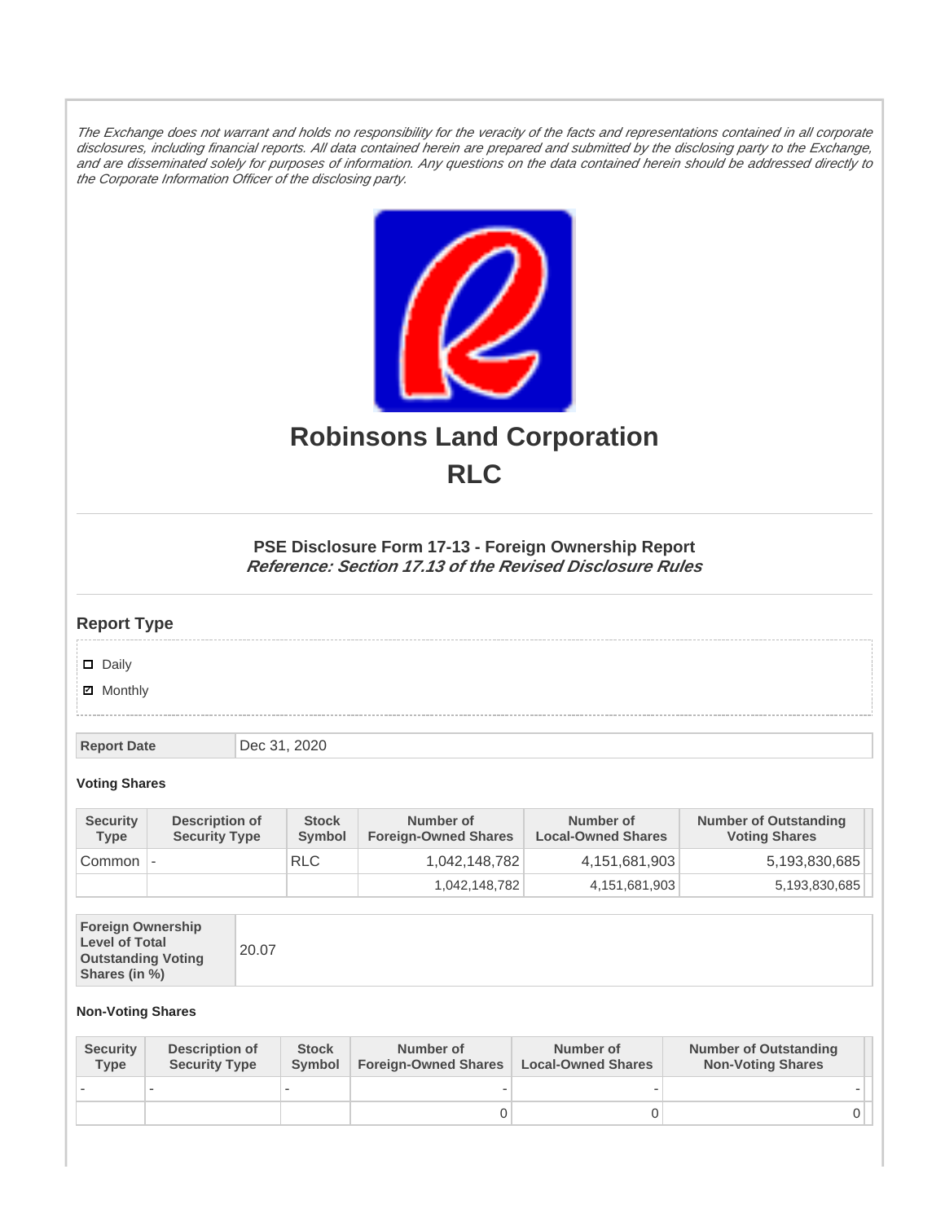*The Exchange does not warrant and holds no responsibility for the veracity of the facts and representations contained in all corporate disclosures, including financial reports. All data contained herein are prepared and submitted by the disclosing party to the Exchange, and are disseminated solely for purposes of information. Any questions on the data contained herein should be addressed directly to the Corporate Information Officer of the disclosing party.*

# Robinsons Land Corporation

# RLC

### PSE Disclosure Form 17-13 - Foreign Ownership Report

***Reference: Section 17.13 of the Revised Disclosure Rules***

## Report Type

- ☐ Daily
- ☑ Monthly

| Report Date | Dec 31, 2020 |
|---|---|

**Voting Shares**

| Security Type | Description of Security Type | Stock Symbol | Number of Foreign-Owned Shares | Number of Local-Owned Shares | Number of Outstanding Voting Shares |
|---|---|---|---|---|---|
| Common | - | RLC | 1,042,148,782 | 4,151,681,903 | 5,193,830,685 |
| | | | 1,042,148,782 | 4,151,681,903 | 5,193,830,685 |

| Foreign Ownership Level of Total Outstanding Voting Shares (in %) | 20.07 |
|---|---|

**Non-Voting Shares**

| Security Type | Description of Security Type | Stock Symbol | Number of Foreign-Owned Shares | Number of Local-Owned Shares | Number of Outstanding Non-Voting Shares |
|---|---|---|---|---|---|
| - | - | - | - | - | - |
| | | | 0 | 0 | 0 |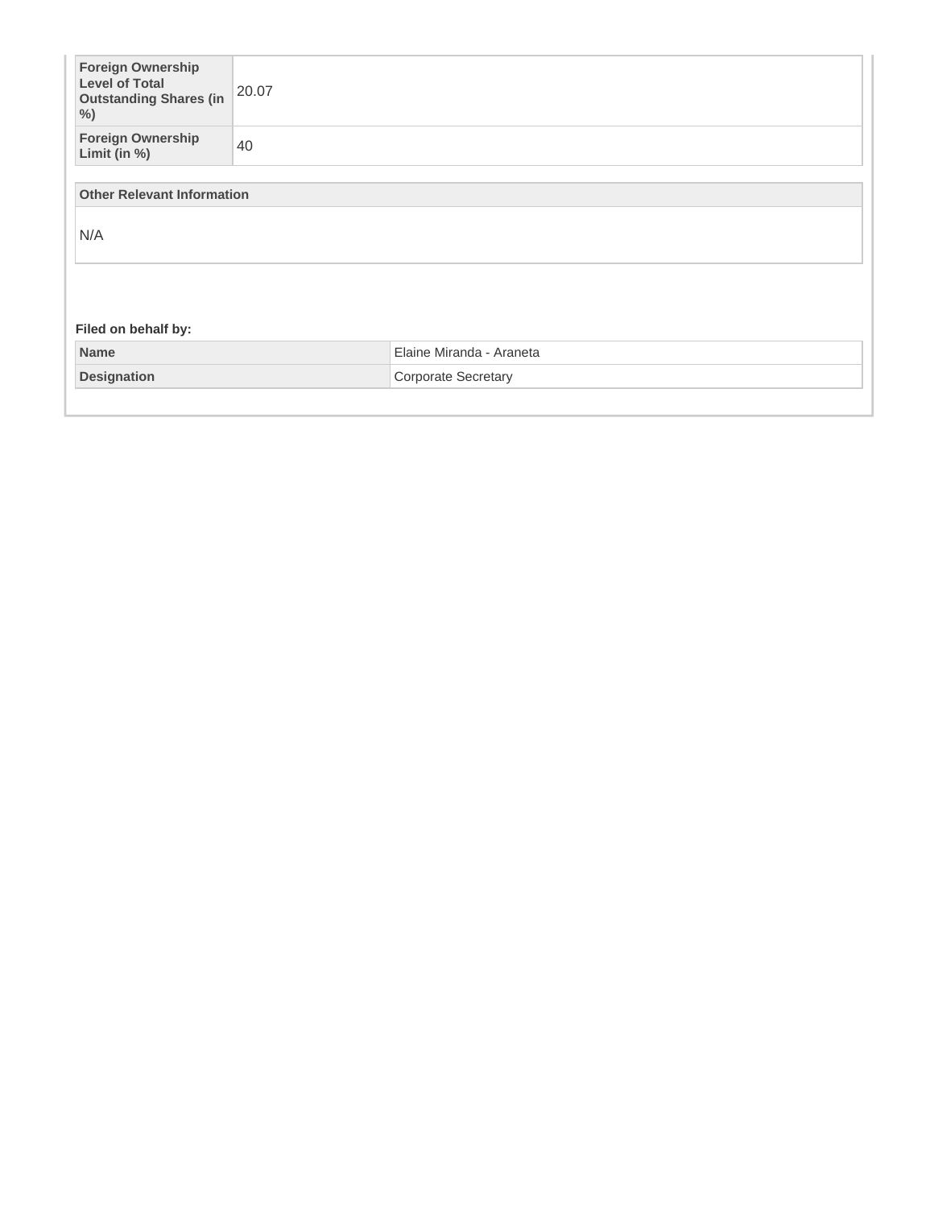| | |
|---|---|
| **Foreign Ownership Level of Total Outstanding Shares (in %)** | 20.07 |
| **Foreign Ownership Limit (in %)** | 40 |

| **Other Relevant Information** |
|---|
| N/A |

**Filed on behalf by:**

| | |
|---|---|
| **Name** | Elaine Miranda - Araneta |
| **Designation** | Corporate Secretary |